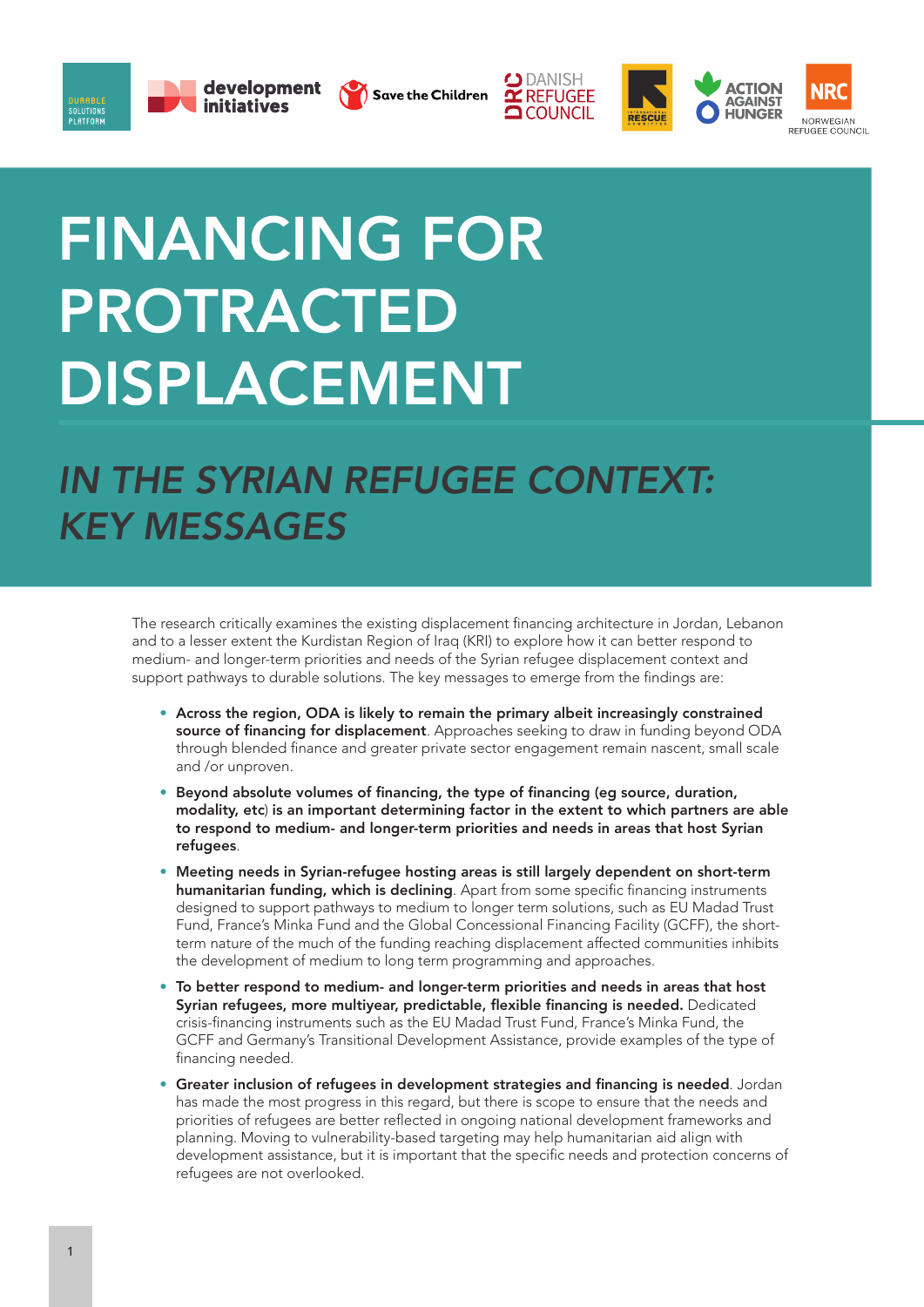# FINANCING FOR PROTRACTED DISPLACEMENT

## *IN THE SYRIAN REFUGEE CONTEXT: KEY MESSAGES*

The research critically examines the existing displacement financing architecture in Jordan, Lebanon and to a lesser extent the Kurdistan Region of Iraq (KRI) to explore how it can better respond to medium- and longer-term priorities and needs of the Syrian refugee displacement context and support pathways to durable solutions. The key messages to emerge from the findings are:

- **Across the region, ODA is likely to remain the primary albeit increasingly constrained source of financing for displacement**. Approaches seeking to draw in funding beyond ODA through blended finance and greater private sector engagement remain nascent, small scale and /or unproven.
- **Beyond absolute volumes of financing, the type of financing (eg source, duration, modality, etc) is an important determining factor in the extent to which partners are able to respond to medium- and longer-term priorities and needs in areas that host Syrian refugees**.
- **Meeting needs in Syrian-refugee hosting areas is still largely dependent on short-term humanitarian funding, which is declining**. Apart from some specific financing instruments designed to support pathways to medium to longer term solutions, such as EU Madad Trust Fund, France's Minka Fund and the Global Concessional Financing Facility (GCFF), the short-term nature of the much of the funding reaching displacement affected communities inhibits the development of medium to long term programming and approaches.
- **To better respond to medium- and longer-term priorities and needs in areas that host Syrian refugees, more multiyear, predictable, flexible financing is needed.** Dedicated crisis-financing instruments such as the EU Madad Trust Fund, France's Minka Fund, the GCFF and Germany's Transitional Development Assistance, provide examples of the type of financing needed.
- **Greater inclusion of refugees in development strategies and financing is needed**. Jordan has made the most progress in this regard, but there is scope to ensure that the needs and priorities of refugees are better reflected in ongoing national development frameworks and planning. Moving to vulnerability-based targeting may help humanitarian aid align with development assistance, but it is important that the specific needs and protection concerns of refugees are not overlooked.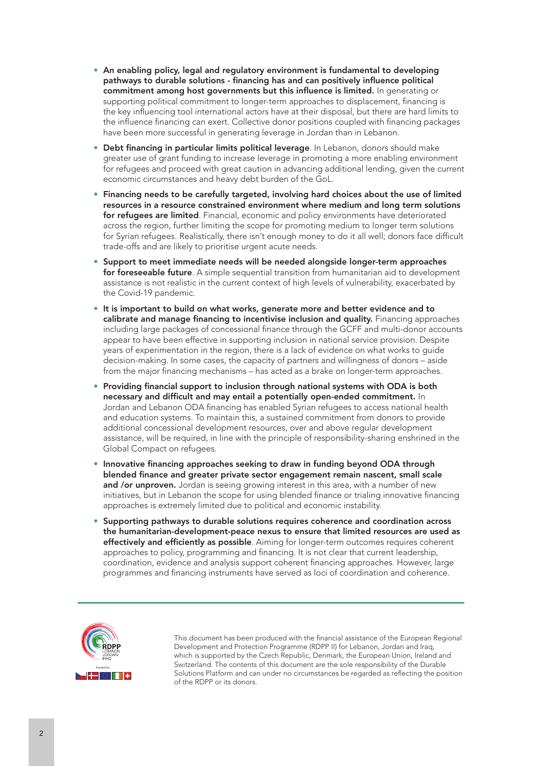- **An enabling policy, legal and regulatory environment is fundamental to developing pathways to durable solutions - financing has and can positively influence political commitment among host governments but this influence is limited.** In generating or supporting political commitment to longer-term approaches to displacement, financing is the key influencing tool international actors have at their disposal, but there are hard limits to the influence financing can exert. Collective donor positions coupled with financing packages have been more successful in generating leverage in Jordan than in Lebanon.
- **Debt financing in particular limits political leverage**. In Lebanon, donors should make greater use of grant funding to increase leverage in promoting a more enabling environment for refugees and proceed with great caution in advancing additional lending, given the current economic circumstances and heavy debt burden of the GoL.
- **Financing needs to be carefully targeted, involving hard choices about the use of limited resources in a resource constrained environment where medium and long term solutions for refugees are limited**. Financial, economic and policy environments have deteriorated across the region, further limiting the scope for promoting medium to longer term solutions for Syrian refugees. Realistically, there isn't enough money to do it all well; donors face difficult trade-offs and are likely to prioritise urgent acute needs.
- **Support to meet immediate needs will be needed alongside longer-term approaches for foreseeable future**. A simple sequential transition from humanitarian aid to development assistance is not realistic in the current context of high levels of vulnerability, exacerbated by the Covid-19 pandemic.
- **It is important to build on what works, generate more and better evidence and to calibrate and manage financing to incentivise inclusion and quality.** Financing approaches including large packages of concessional finance through the GCFF and multi-donor accounts appear to have been effective in supporting inclusion in national service provision. Despite years of experimentation in the region, there is a lack of evidence on what works to guide decision-making. In some cases, the capacity of partners and willingness of donors – aside from the major financing mechanisms – has acted as a brake on longer-term approaches.
- **Providing financial support to inclusion through national systems with ODA is both necessary and difficult and may entail a potentially open-ended commitment.** In Jordan and Lebanon ODA financing has enabled Syrian refugees to access national health and education systems. To maintain this, a sustained commitment from donors to provide additional concessional development resources, over and above regular development assistance, will be required, in line with the principle of responsibility-sharing enshrined in the Global Compact on refugees.
- **Innovative financing approaches seeking to draw in funding beyond ODA through blended finance and greater private sector engagement remain nascent, small scale and /or unproven.** Jordan is seeing growing interest in this area, with a number of new initiatives, but in Lebanon the scope for using blended finance or trialing innovative financing approaches is extremely limited due to political and economic instability.
- **Supporting pathways to durable solutions requires coherence and coordination across the humanitarian-development-peace nexus to ensure that limited resources are used as effectively and efficiently as possible**. Aiming for longer-term outcomes requires coherent approaches to policy, programming and financing. It is not clear that current leadership, coordination, evidence and analysis support coherent financing approaches. However, large programmes and financing instruments have served as loci of coordination and coherence.

---

RDPP LEBANON JORDAN IRAQ

Funded by:

This document has been produced with the financial assistance of the European Regional Development and Protection Programme (RDPP II) for Lebanon, Jordan and Iraq, which is supported by the Czech Republic, Denmark, the European Union, Ireland and Switzerland. The contents of this document are the sole responsibility of the Durable Solutions Platform and can under no circumstances be regarded as reflecting the position of the RDPP or its donors.